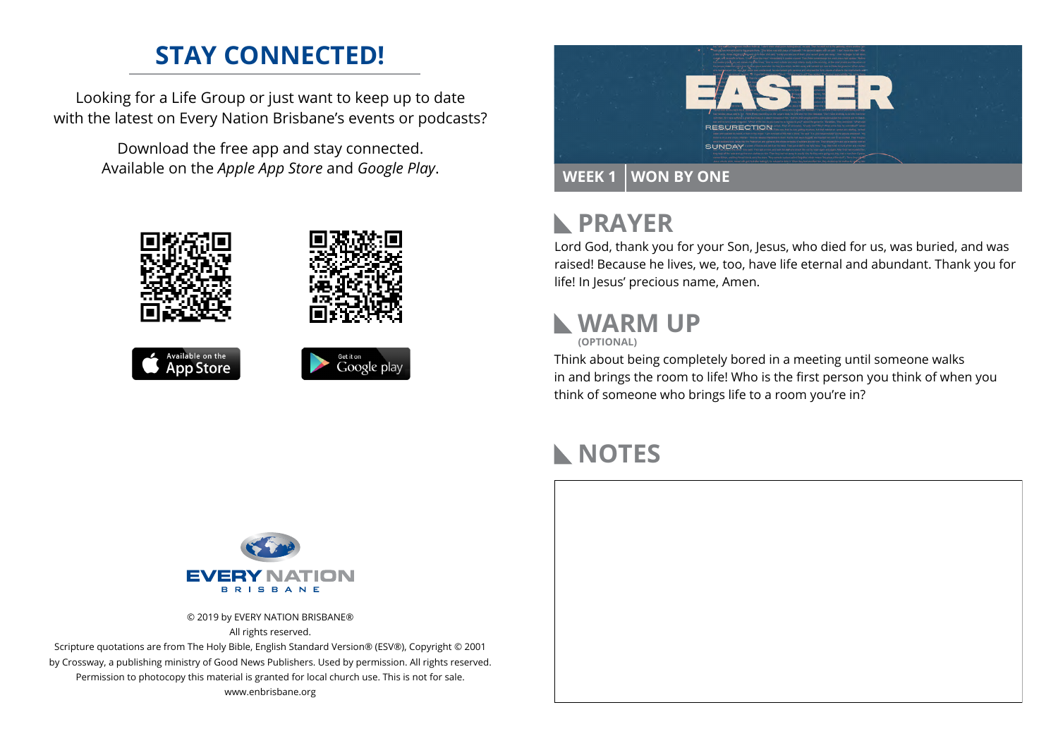## STAY CONNECTED!

Looking for a Life Group or just want to keep up to date with the latest on Every Nation Brisbane's events or podcasts?

Download the free app and stay connected. Available on the *Apple App Store* and *Google Play*.

Available on the App Store

Get it on Google play

EVERY NATION BRISBANE

© 2019 by EVERY NATION BRISBANE®
All rights reserved.
Scripture quotations are from The Holy Bible, English Standard Version® (ESV®), Copyright © 2001 by Crossway, a publishing ministry of Good News Publishers. Used by permission. All rights reserved.
Permission to photocopy this material is granted for local church use. This is not for sale.
www.enbrisbane.org

EASTER
RESURECTION
SUNDAY

**WEEK 1** | **WON BY ONE**

## PRAYER

Lord God, thank you for your Son, Jesus, who died for us, was buried, and was raised! Because he lives, we, too, have life eternal and abundant. Thank you for life! In Jesus' precious name, Amen.

## WARM UP

**(OPTIONAL)**

Think about being completely bored in a meeting until someone walks in and brings the room to life! Who is the first person you think of when you think of someone who brings life to a room you're in?

## NOTES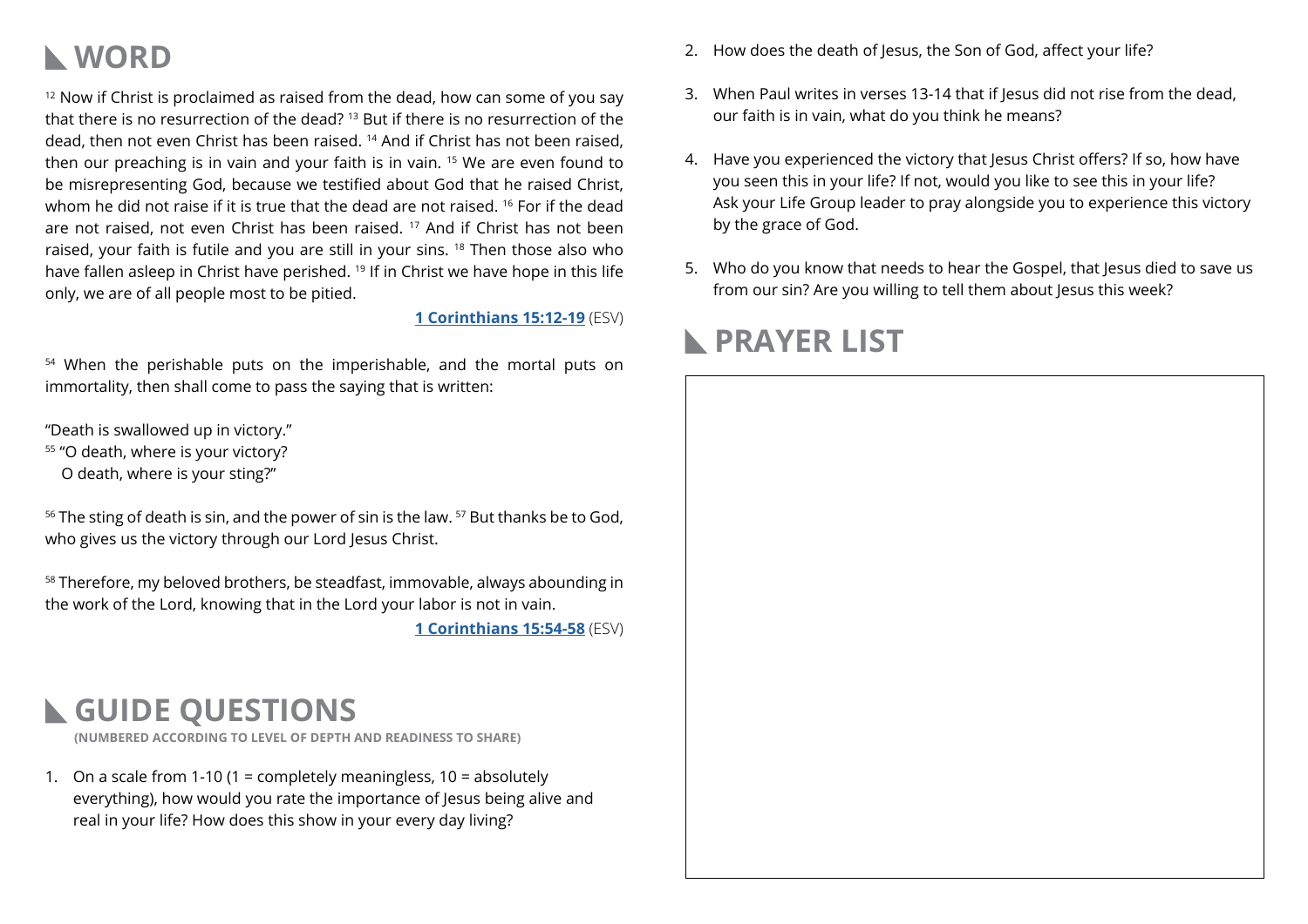## WORD

[12] Now if Christ is proclaimed as raised from the dead, how can some of you say that there is no resurrection of the dead? [13] But if there is no resurrection of the dead, then not even Christ has been raised. [14] And if Christ has not been raised, then our preaching is in vain and your faith is in vain. [15] We are even found to be misrepresenting God, because we testified about God that he raised Christ, whom he did not raise if it is true that the dead are not raised. [16] For if the dead are not raised, not even Christ has been raised. [17] And if Christ has not been raised, your faith is futile and you are still in your sins. [18] Then those also who have fallen asleep in Christ have perished. [19] If in Christ we have hope in this life only, we are of all people most to be pitied.

**1 Corinthians 15:12-19** (ESV)

[54] When the perishable puts on the imperishable, and the mortal puts on immortality, then shall come to pass the saying that is written:

"Death is swallowed up in victory."
[55] "O death, where is your victory?
O death, where is your sting?"

[56] The sting of death is sin, and the power of sin is the law. [57] But thanks be to God, who gives us the victory through our Lord Jesus Christ.

[58] Therefore, my beloved brothers, be steadfast, immovable, always abounding in the work of the Lord, knowing that in the Lord your labor is not in vain.

**1 Corinthians 15:54-58** (ESV)

## GUIDE QUESTIONS

**(NUMBERED ACCORDING TO LEVEL OF DEPTH AND READINESS TO SHARE)**

1. On a scale from 1-10 (1 = completely meaningless, 10 = absolutely everything), how would you rate the importance of Jesus being alive and real in your life? How does this show in your every day living?
2. How does the death of Jesus, the Son of God, affect your life?
3. When Paul writes in verses 13-14 that if Jesus did not rise from the dead, our faith is in vain, what do you think he means?
4. Have you experienced the victory that Jesus Christ offers? If so, how have you seen this in your life? If not, would you like to see this in your life? Ask your Life Group leader to pray alongside you to experience this victory by the grace of God.
5. Who do you know that needs to hear the Gospel, that Jesus died to save us from our sin? Are you willing to tell them about Jesus this week?

## PRAYER LIST